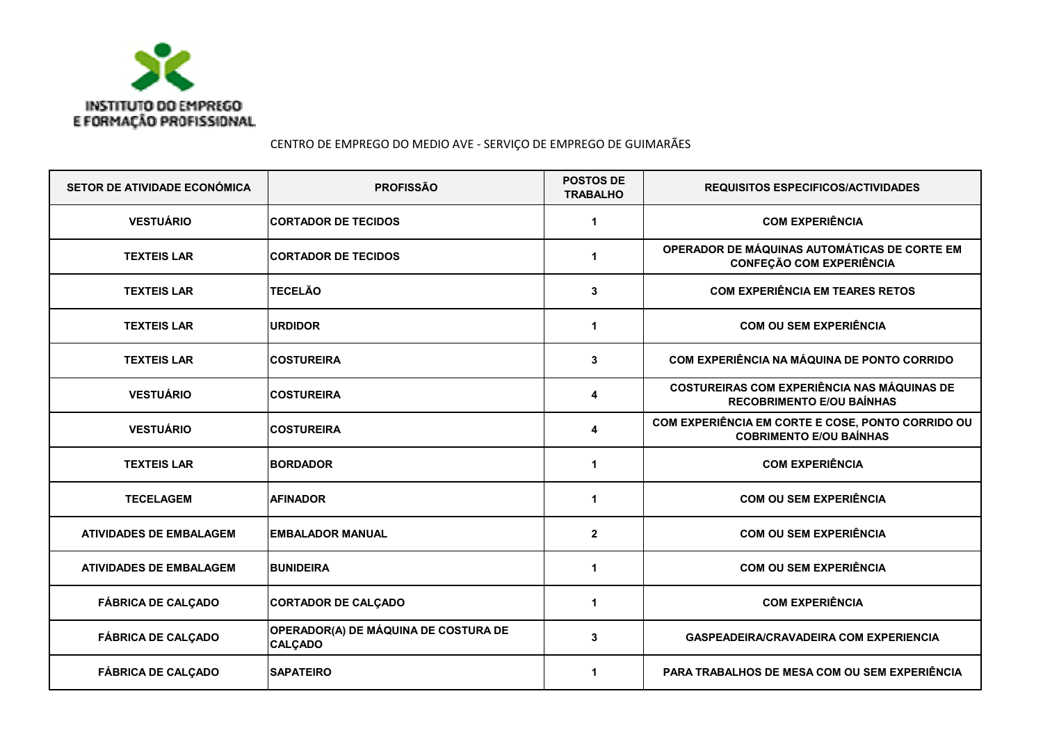INSTITUTO DO EMPREGO E FORMAÇÃO PROFISSIONAL

CENTRO DE EMPREGO DO MEDIO AVE - SERVIÇO DE EMPREGO DE GUIMARÃES

| SETOR DE ATIVIDADE ECONÓMICA | PROFISSÃO | POSTOS DE TRABALHO | REQUISITOS ESPECIFICOS/ACTIVIDADES |
|---|---|---|---|
| VESTUÁRIO | CORTADOR DE TECIDOS | 1 | COM EXPERIÊNCIA |
| TEXTEIS LAR | CORTADOR DE TECIDOS | 1 | OPERADOR DE MÁQUINAS AUTOMÁTICAS DE CORTE EM CONFEÇÃO COM EXPERIÊNCIA |
| TEXTEIS LAR | TECELÃO | 3 | COM EXPERIÊNCIA EM TEARES RETOS |
| TEXTEIS LAR | URDIDOR | 1 | COM OU SEM EXPERIÊNCIA |
| TEXTEIS LAR | COSTUREIRA | 3 | COM EXPERIÊNCIA NA MÁQUINA DE PONTO CORRIDO |
| VESTUÁRIO | COSTUREIRA | 4 | COSTUREIRAS COM EXPERIÊNCIA NAS MÁQUINAS DE RECOBRIMENTO E/OU BAÍNHAS |
| VESTUÁRIO | COSTUREIRA | 4 | COM EXPERIÊNCIA EM CORTE E COSE, PONTO CORRIDO OU COBRIMENTO E/OU BAÍNHAS |
| TEXTEIS LAR | BORDADOR | 1 | COM EXPERIÊNCIA |
| TECELAGEM | AFINADOR | 1 | COM OU SEM EXPERIÊNCIA |
| ATIVIDADES DE EMBALAGEM | EMBALADOR MANUAL | 2 | COM OU SEM EXPERIÊNCIA |
| ATIVIDADES DE EMBALAGEM | BUNIDEIRA | 1 | COM OU SEM EXPERIÊNCIA |
| FÁBRICA DE CALÇADO | CORTADOR DE CALÇADO | 1 | COM EXPERIÊNCIA |
| FÁBRICA DE CALÇADO | OPERADOR(A) DE MÁQUINA DE COSTURA DE CALÇADO | 3 | GASPEADEIRA/CRAVADEIRA COM EXPERIENCIA |
| FÁBRICA DE CALÇADO | SAPATEIRO | 1 | PARA TRABALHOS DE MESA COM OU SEM EXPERIÊNCIA |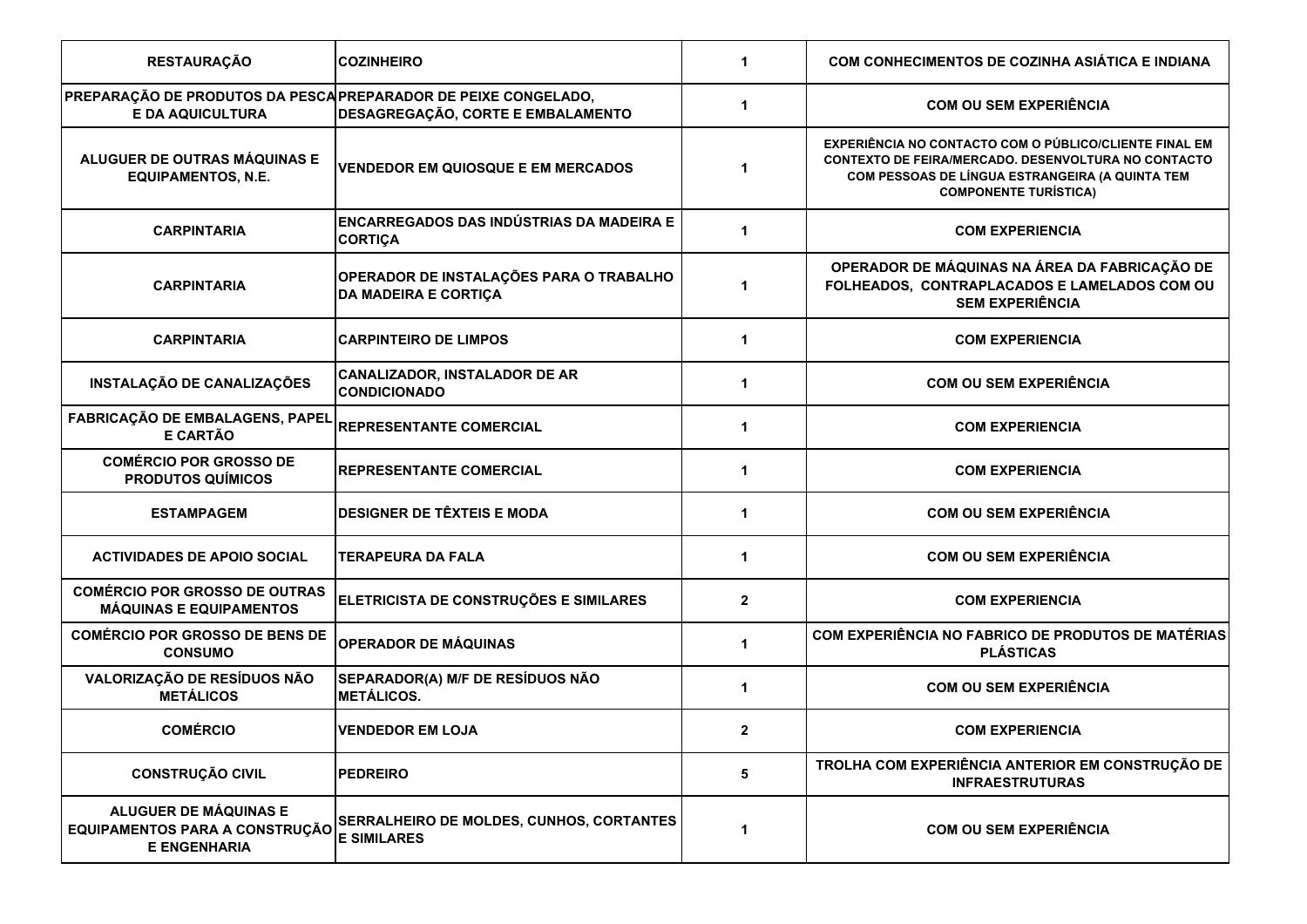| RESTAURAÇÃO | COZINHEIRO | 1 | COM CONHECIMENTOS DE COZINHA ASIÁTICA E INDIANA |
|---|---|---|---|
| PREPARAÇÃO DE PRODUTOS DA PESCA E DA AQUICULTURA | PREPARADOR DE PEIXE CONGELADO, DESAGREGAÇÃO, CORTE E EMBALAMENTO | 1 | COM OU SEM EXPERIÊNCIA |
| ALUGUER DE OUTRAS MÁQUINAS E EQUIPAMENTOS, N.E. | VENDEDOR EM QUIOSQUE E EM MERCADOS | 1 | EXPERIÊNCIA NO CONTACTO COM O PÚBLICO/CLIENTE FINAL EM CONTEXTO DE FEIRA/MERCADO. DESENVOLTURA NO CONTACTO COM PESSOAS DE LÍNGUA ESTRANGEIRA (A QUINTA TEM COMPONENTE TURÍSTICA) |
| CARPINTARIA | ENCARREGADOS DAS INDÚSTRIAS DA MADEIRA E CORTIÇA | 1 | COM EXPERIENCIA |
| CARPINTARIA | OPERADOR DE INSTALAÇÕES PARA O TRABALHO DA MADEIRA E CORTIÇA | 1 | OPERADOR DE MÁQUINAS NA ÁREA DA FABRICAÇÃO DE FOLHEADOS, CONTRAPLACADOS E LAMELADOS COM OU SEM EXPERIÊNCIA |
| CARPINTARIA | CARPINTEIRO DE LIMPOS | 1 | COM EXPERIENCIA |
| INSTALAÇÃO DE CANALIZAÇÕES | CANALIZADOR, INSTALADOR DE AR CONDICIONADO | 1 | COM OU SEM EXPERIÊNCIA |
| FABRICAÇÃO DE EMBALAGENS, PAPEL E CARTÃO | REPRESENTANTE COMERCIAL | 1 | COM EXPERIENCIA |
| COMÉRCIO POR GROSSO DE PRODUTOS QUÍMICOS | REPRESENTANTE COMERCIAL | 1 | COM EXPERIENCIA |
| ESTAMPAGEM | DESIGNER DE TÊXTEIS E MODA | 1 | COM OU SEM EXPERIÊNCIA |
| ACTIVIDADES DE APOIO SOCIAL | TERAPEURA DA FALA | 1 | COM OU SEM EXPERIÊNCIA |
| COMÉRCIO POR GROSSO DE OUTRAS MÁQUINAS E EQUIPAMENTOS | ELETRICISTA DE CONSTRUÇÕES E SIMILARES | 2 | COM EXPERIENCIA |
| COMÉRCIO POR GROSSO DE BENS DE CONSUMO | OPERADOR DE MÁQUINAS | 1 | COM EXPERIÊNCIA NO FABRICO DE PRODUTOS DE MATÉRIAS PLÁSTICAS |
| VALORIZAÇÃO DE RESÍDUOS NÃO METÁLICOS | SEPARADOR(A) M/F DE RESÍDUOS NÃO METÁLICOS. | 1 | COM OU SEM EXPERIÊNCIA |
| COMÉRCIO | VENDEDOR EM LOJA | 2 | COM EXPERIENCIA |
| CONSTRUÇÃO CIVIL | PEDREIRO | 5 | TROLHA COM EXPERIÊNCIA ANTERIOR EM CONSTRUÇÃO DE INFRAESTRUTURAS |
| ALUGUER DE MÁQUINAS E EQUIPAMENTOS PARA A CONSTRUÇÃO E ENGENHARIA | SERRALHEIRO DE MOLDES, CUNHOS, CORTANTES E SIMILARES | 1 | COM OU SEM EXPERIÊNCIA |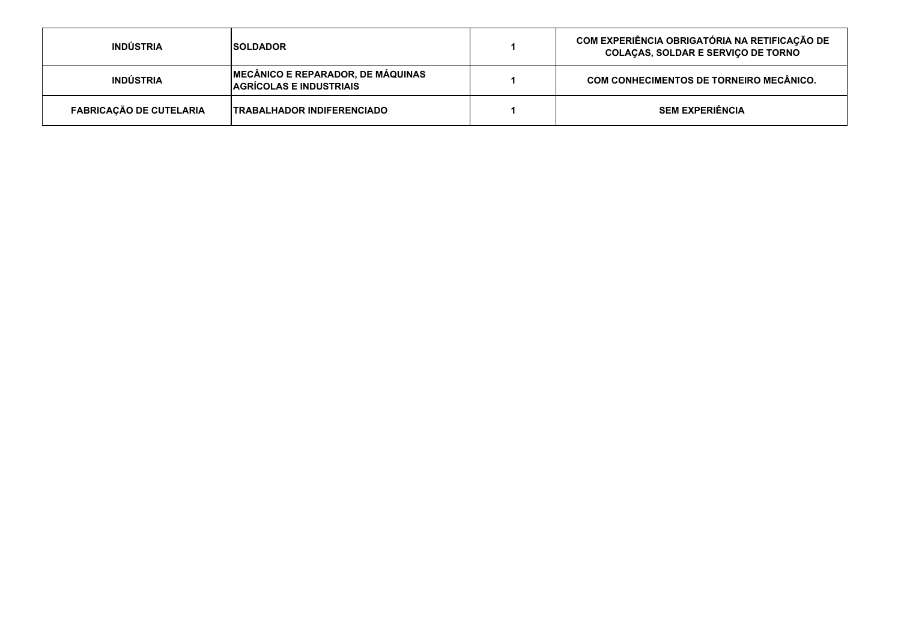| | | | |
|---|---|---|---|
| **INDÚSTRIA** | **SOLDADOR** | **1** | **COM EXPERIÊNCIA OBRIGATÓRIA NA RETIFICAÇÃO DE COLAÇAS, SOLDAR E SERVIÇO DE TORNO** |
| **INDÚSTRIA** | **MECÂNICO E REPARADOR, DE MÁQUINAS AGRÍCOLAS E INDUSTRIAIS** | **1** | **COM CONHECIMENTOS DE TORNEIRO MECÂNICO.** |
| **FABRICAÇÃO DE CUTELARIA** | **TRABALHADOR INDIFERENCIADO** | **1** | **SEM EXPERIÊNCIA** |